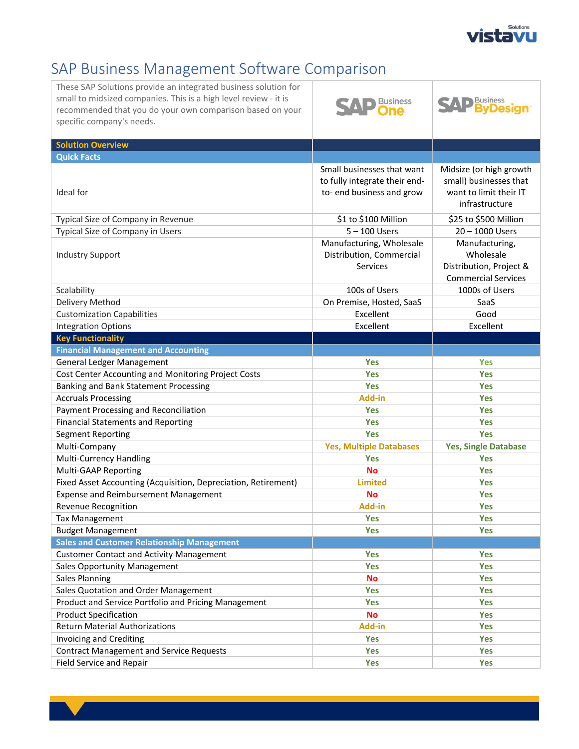# SAP Business Management Software Comparison

| These SAP Solutions provide an integrated business solution for small to midsized companies. This is a high level review - it is recommended that you do your own comparison based on your specific company's needs. | SAP Business One | SAP Business ByDesign |
|---|---|---|
| **Solution Overview** | | |
| **Quick Facts** | | |
| Ideal for | Small businesses that want to fully integrate their end-to- end business and grow | Midsize (or high growth small) businesses that want to limit their IT infrastructure |
| Typical Size of Company in Revenue | $1 to $100 Million | $25 to $500 Million |
| Typical Size of Company in Users | 5 – 100 Users | 20 – 1000 Users |
| Industry Support | Manufacturing, Wholesale Distribution, Commercial Services | Manufacturing, Wholesale Distribution, Project & Commercial Services |
| Scalability | 100s of Users | 1000s of Users |
| Delivery Method | On Premise, Hosted, SaaS | SaaS |
| Customization Capabilities | Excellent | Good |
| Integration Options | Excellent | Excellent |
| **Key Functionality** | | |
| **Financial Management and Accounting** | | |
| General Ledger Management | Yes | Yes |
| Cost Center Accounting and Monitoring Project Costs | Yes | Yes |
| Banking and Bank Statement Processing | Yes | Yes |
| Accruals Processing | Add-in | Yes |
| Payment Processing and Reconciliation | Yes | Yes |
| Financial Statements and Reporting | Yes | Yes |
| Segment Reporting | Yes | Yes |
| Multi-Company | Yes, Multiple Databases | Yes, Single Database |
| Multi-Currency Handling | Yes | Yes |
| Multi-GAAP Reporting | No | Yes |
| Fixed Asset Accounting (Acquisition, Depreciation, Retirement) | Limited | Yes |
| Expense and Reimbursement Management | No | Yes |
| Revenue Recognition | Add-in | Yes |
| Tax Management | Yes | Yes |
| Budget Management | Yes | Yes |
| **Sales and Customer Relationship Management** | | |
| Customer Contact and Activity Management | Yes | Yes |
| Sales Opportunity Management | Yes | Yes |
| Sales Planning | No | Yes |
| Sales Quotation and Order Management | Yes | Yes |
| Product and Service Portfolio and Pricing Management | Yes | Yes |
| Product Specification | No | Yes |
| Return Material Authorizations | Add-in | Yes |
| Invoicing and Crediting | Yes | Yes |
| Contract Management and Service Requests | Yes | Yes |
| Field Service and Repair | Yes | Yes |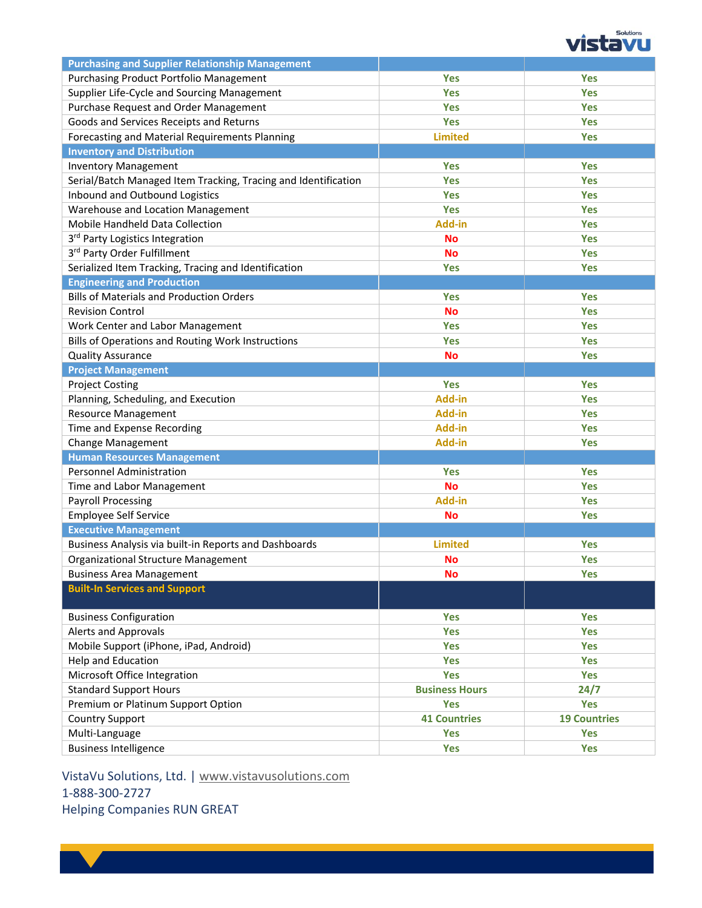| Purchasing and Supplier Relationship Management | | |
|---|---|---|
| Purchasing Product Portfolio Management | Yes | Yes |
| Supplier Life-Cycle and Sourcing Management | Yes | Yes |
| Purchase Request and Order Management | Yes | Yes |
| Goods and Services Receipts and Returns | Yes | Yes |
| Forecasting and Material Requirements Planning | Limited | Yes |
| **Inventory and Distribution** | | |
| Inventory Management | Yes | Yes |
| Serial/Batch Managed Item Tracking, Tracing and Identification | Yes | Yes |
| Inbound and Outbound Logistics | Yes | Yes |
| Warehouse and Location Management | Yes | Yes |
| Mobile Handheld Data Collection | Add-in | Yes |
| 3rd Party Logistics Integration | No | Yes |
| 3rd Party Order Fulfillment | No | Yes |
| Serialized Item Tracking, Tracing and Identification | Yes | Yes |
| **Engineering and Production** | | |
| Bills of Materials and Production Orders | Yes | Yes |
| Revision Control | No | Yes |
| Work Center and Labor Management | Yes | Yes |
| Bills of Operations and Routing Work Instructions | Yes | Yes |
| Quality Assurance | No | Yes |
| **Project Management** | | |
| Project Costing | Yes | Yes |
| Planning, Scheduling, and Execution | Add-in | Yes |
| Resource Management | Add-in | Yes |
| Time and Expense Recording | Add-in | Yes |
| Change Management | Add-in | Yes |
| **Human Resources Management** | | |
| Personnel Administration | Yes | Yes |
| Time and Labor Management | No | Yes |
| Payroll Processing | Add-in | Yes |
| Employee Self Service | No | Yes |
| **Executive Management** | | |
| Business Analysis via built-in Reports and Dashboards | Limited | Yes |
| Organizational Structure Management | No | Yes |
| Business Area Management | No | Yes |
| **Built-In Services and Support** | | |
| Business Configuration | Yes | Yes |
| Alerts and Approvals | Yes | Yes |
| Mobile Support (iPhone, iPad, Android) | Yes | Yes |
| Help and Education | Yes | Yes |
| Microsoft Office Integration | Yes | Yes |
| Standard Support Hours | Business Hours | 24/7 |
| Premium or Platinum Support Option | Yes | Yes |
| Country Support | 41 Countries | 19 Countries |
| Multi-Language | Yes | Yes |
| Business Intelligence | Yes | Yes |

VistaVu Solutions, Ltd. | www.vistavusolutions.com
1-888-300-2727
Helping Companies RUN GREAT